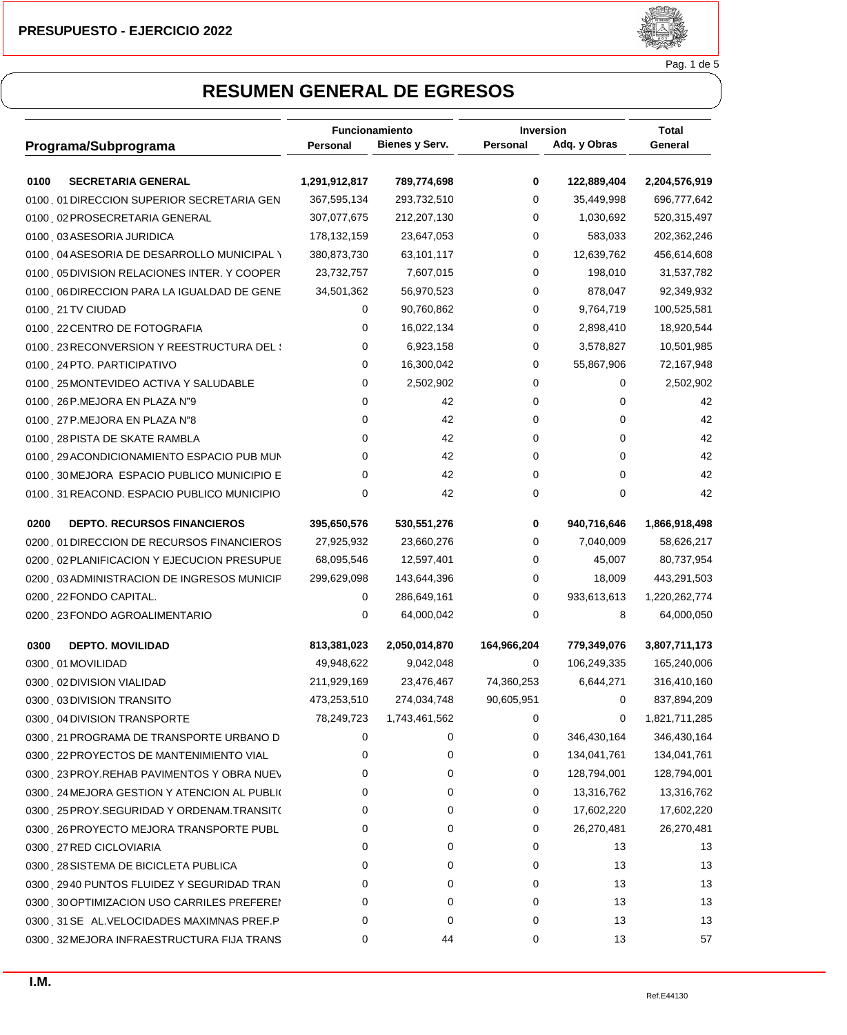PRESUPUESTO - EJERCICIO 2022

# RESUMEN GENERAL DE EGRESOS

| Programa/Subprograma | Funcionamiento | | Inversion | | Total |
|---|---|---|---|---|---|
| | Personal | Bienes y Serv. | Personal | Adq. y Obras | General |
| **0100 SECRETARIA GENERAL** | **1,291,912,817** | **789,774,698** | **0** | **122,889,404** | **2,204,576,919** |
| 0100 . 01 DIRECCION SUPERIOR SECRETARIA GEN | 367,595,134 | 293,732,510 | 0 | 35,449,998 | 696,777,642 |
| 0100 . 02 PROSECRETARIA GENERAL | 307,077,675 | 212,207,130 | 0 | 1,030,692 | 520,315,497 |
| 0100 . 03 ASESORIA JURIDICA | 178,132,159 | 23,647,053 | 0 | 583,033 | 202,362,246 |
| 0100 . 04 ASESORIA DE DESARROLLO MUNICIPAL Y | 380,873,730 | 63,101,117 | 0 | 12,639,762 | 456,614,608 |
| 0100 . 05 DIVISION RELACIONES INTER. Y COOPER | 23,732,757 | 7,607,015 | 0 | 198,010 | 31,537,782 |
| 0100 . 06 DIRECCION PARA LA IGUALDAD DE GENE | 34,501,362 | 56,970,523 | 0 | 878,047 | 92,349,932 |
| 0100 . 21 TV CIUDAD | 0 | 90,760,862 | 0 | 9,764,719 | 100,525,581 |
| 0100 . 22 CENTRO DE FOTOGRAFIA | 0 | 16,022,134 | 0 | 2,898,410 | 18,920,544 |
| 0100 . 23 RECONVERSION Y REESTRUCTURA DEL S | 0 | 6,923,158 | 0 | 3,578,827 | 10,501,985 |
| 0100 . 24 PTO. PARTICIPATIVO | 0 | 16,300,042 | 0 | 55,867,906 | 72,167,948 |
| 0100 . 25 MONTEVIDEO ACTIVA Y SALUDABLE | 0 | 2,502,902 | 0 | 0 | 2,502,902 |
| 0100 . 26 P.MEJORA EN PLAZA N"9 | 0 | 42 | 0 | 0 | 42 |
| 0100 . 27 P.MEJORA EN PLAZA N"8 | 0 | 42 | 0 | 0 | 42 |
| 0100 . 28 PISTA DE SKATE RAMBLA | 0 | 42 | 0 | 0 | 42 |
| 0100 . 29 ACONDICIONAMIENTO ESPACIO PUB MUN | 0 | 42 | 0 | 0 | 42 |
| 0100 . 30 MEJORA ESPACIO PUBLICO MUNICIPIO E | 0 | 42 | 0 | 0 | 42 |
| 0100 . 31 REACOND. ESPACIO PUBLICO MUNICIPIO | 0 | 42 | 0 | 0 | 42 |
| **0200 DEPTO. RECURSOS FINANCIEROS** | **395,650,576** | **530,551,276** | **0** | **940,716,646** | **1,866,918,498** |
| 0200 . 01 DIRECCION DE RECURSOS FINANCIEROS | 27,925,932 | 23,660,276 | 0 | 7,040,009 | 58,626,217 |
| 0200 . 02 PLANIFICACION Y EJECUCION PRESUPUE | 68,095,546 | 12,597,401 | 0 | 45,007 | 80,737,954 |
| 0200 . 03 ADMINISTRACION DE INGRESOS MUNICIP | 299,629,098 | 143,644,396 | 0 | 18,009 | 443,291,503 |
| 0200 . 22 FONDO CAPITAL. | 0 | 286,649,161 | 0 | 933,613,613 | 1,220,262,774 |
| 0200 . 23 FONDO AGROALIMENTARIO | 0 | 64,000,042 | 0 | 8 | 64,000,050 |
| **0300 DEPTO. MOVILIDAD** | **813,381,023** | **2,050,014,870** | **164,966,204** | **779,349,076** | **3,807,711,173** |
| 0300 . 01 MOVILIDAD | 49,948,622 | 9,042,048 | 0 | 106,249,335 | 165,240,006 |
| 0300 . 02 DIVISION VIALIDAD | 211,929,169 | 23,476,467 | 74,360,253 | 6,644,271 | 316,410,160 |
| 0300 . 03 DIVISION TRANSITO | 473,253,510 | 274,034,748 | 90,605,951 | 0 | 837,894,209 |
| 0300 . 04 DIVISION TRANSPORTE | 78,249,723 | 1,743,461,562 | 0 | 0 | 1,821,711,285 |
| 0300 . 21 PROGRAMA DE TRANSPORTE URBANO D | 0 | 0 | 0 | 346,430,164 | 346,430,164 |
| 0300 . 22 PROYECTOS DE MANTENIMIENTO VIAL | 0 | 0 | 0 | 134,041,761 | 134,041,761 |
| 0300 . 23 PROY.REHAB PAVIMENTOS Y OBRA NUEV | 0 | 0 | 0 | 128,794,001 | 128,794,001 |
| 0300 . 24 MEJORA GESTION Y ATENCION AL PUBLI | 0 | 0 | 0 | 13,316,762 | 13,316,762 |
| 0300 . 25 PROY.SEGURIDAD Y ORDENAM.TRANSIT | 0 | 0 | 0 | 17,602,220 | 17,602,220 |
| 0300 . 26 PROYECTO MEJORA TRANSPORTE PUBL | 0 | 0 | 0 | 26,270,481 | 26,270,481 |
| 0300 . 27 RED CICLOVIARIA | 0 | 0 | 0 | 13 | 13 |
| 0300 . 28 SISTEMA DE BICICLETA PUBLICA | 0 | 0 | 0 | 13 | 13 |
| 0300 . 29 40 PUNTOS FLUIDEZ Y SEGURIDAD TRAN | 0 | 0 | 0 | 13 | 13 |
| 0300 . 30 OPTIMIZACION USO CARRILES PREFEREI | 0 | 0 | 0 | 13 | 13 |
| 0300 . 31 SE AL.VELOCIDADES MAXIMNAS PREF.P | 0 | 0 | 0 | 13 | 13 |
| 0300 . 32 MEJORA INFRAESTRUCTURA FIJA TRANS | 0 | 44 | 0 | 13 | 57 |

I.M.

Ref.E44130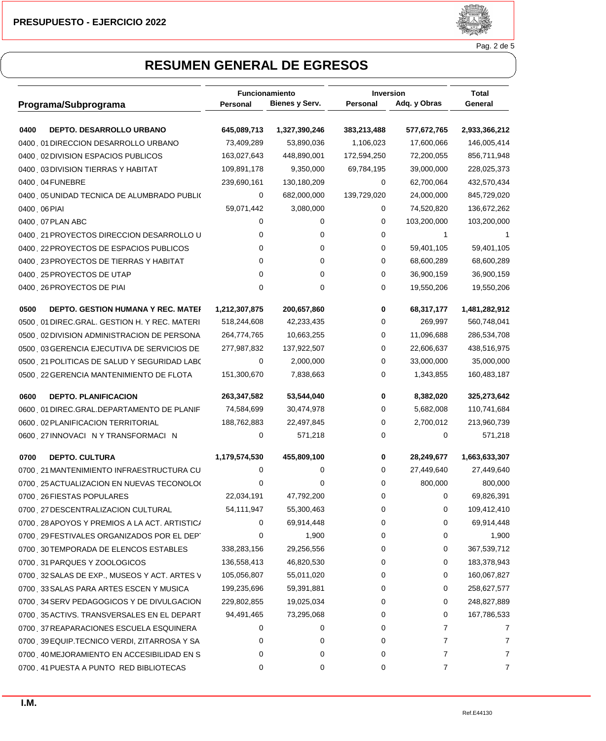**PRESUPUESTO - EJERCICIO 2022**

# RESUMEN GENERAL DE EGRESOS

| Programa/Subprograma | Funcionamiento Personal | Funcionamiento Bienes y Serv. | Inversion Personal | Inversion Adq. y Obras | Total General |
|---|---|---|---|---|---|
| **0400 DEPTO. DESARROLLO URBANO** | **645,089,713** | **1,327,390,246** | **383,213,488** | **577,672,765** | **2,933,366,212** |
| 0400 . 01 DIRECCION DESARROLLO URBANO | 73,409,289 | 53,890,036 | 1,106,023 | 17,600,066 | 146,005,414 |
| 0400 . 02 DIVISION ESPACIOS PUBLICOS | 163,027,643 | 448,890,001 | 172,594,250 | 72,200,055 | 856,711,948 |
| 0400 . 03 DIVISION TIERRAS Y HABITAT | 109,891,178 | 9,350,000 | 69,784,195 | 39,000,000 | 228,025,373 |
| 0400 . 04 FUNEBRE | 239,690,161 | 130,180,209 | 0 | 62,700,064 | 432,570,434 |
| 0400 . 05 UNIDAD TECNICA DE ALUMBRADO PUBLI( | 0 | 682,000,000 | 139,729,020 | 24,000,000 | 845,729,020 |
| 0400 . 06 PIAI | 59,071,442 | 3,080,000 | 0 | 74,520,820 | 136,672,262 |
| 0400 . 07 PLAN ABC | 0 | 0 | 0 | 103,200,000 | 103,200,000 |
| 0400 . 21 PROYECTOS DIRECCION DESARROLLO U | 0 | 0 | 0 | 1 | 1 |
| 0400 . 22 PROYECTOS DE ESPACIOS PUBLICOS | 0 | 0 | 0 | 59,401,105 | 59,401,105 |
| 0400 . 23 PROYECTOS DE TIERRAS Y HABITAT | 0 | 0 | 0 | 68,600,289 | 68,600,289 |
| 0400 . 25 PROYECTOS DE UTAP | 0 | 0 | 0 | 36,900,159 | 36,900,159 |
| 0400 . 26 PROYECTOS DE PIAI | 0 | 0 | 0 | 19,550,206 | 19,550,206 |
| **0500 DEPTO. GESTION HUMANA Y REC. MATEI** | **1,212,307,875** | **200,657,860** | **0** | **68,317,177** | **1,481,282,912** |
| 0500 . 01 DIREC.GRAL. GESTION H. Y REC. MATERI | 518,244,608 | 42,233,435 | 0 | 269,997 | 560,748,041 |
| 0500 . 02 DIVISION ADMINISTRACION DE PERSONA | 264,774,765 | 10,663,255 | 0 | 11,096,688 | 286,534,708 |
| 0500 . 03 GERENCIA EJECUTIVA DE SERVICIOS DE | 277,987,832 | 137,922,507 | 0 | 22,606,637 | 438,516,975 |
| 0500 . 21 POLITICAS DE SALUD Y SEGURIDAD LAB( | 0 | 2,000,000 | 0 | 33,000,000 | 35,000,000 |
| 0500 . 22 GERENCIA MANTENIMIENTO DE FLOTA | 151,300,670 | 7,838,663 | 0 | 1,343,855 | 160,483,187 |
| **0600 DEPTO. PLANIFICACION** | **263,347,582** | **53,544,040** | **0** | **8,382,020** | **325,273,642** |
| 0600 . 01 DIREC.GRAL.DEPARTAMENTO DE PLANIF | 74,584,699 | 30,474,978 | 0 | 5,682,008 | 110,741,684 |
| 0600 . 02 PLANIFICACION TERRITORIAL | 188,762,883 | 22,497,845 | 0 | 2,700,012 | 213,960,739 |
| 0600 . 27 INNOVACI N Y TRANSFORMACI N | 0 | 571,218 | 0 | 0 | 571,218 |
| **0700 DEPTO. CULTURA** | **1,179,574,530** | **455,809,100** | **0** | **28,249,677** | **1,663,633,307** |
| 0700 . 21 MANTENIMIENTO INFRAESTRUCTURA CU | 0 | 0 | 0 | 27,449,640 | 27,449,640 |
| 0700 . 25 ACTUALIZACION EN NUEVAS TECONOLO( | 0 | 0 | 0 | 800,000 | 800,000 |
| 0700 . 26 FIESTAS POPULARES | 22,034,191 | 47,792,200 | 0 | 0 | 69,826,391 |
| 0700 . 27 DESCENTRALIZACION CULTURAL | 54,111,947 | 55,300,463 | 0 | 0 | 109,412,410 |
| 0700 . 28 APOYOS Y PREMIOS A LA ACT. ARTISTIC/ | 0 | 69,914,448 | 0 | 0 | 69,914,448 |
| 0700 . 29 FESTIVALES ORGANIZADOS POR EL DEP | 0 | 1,900 | 0 | 0 | 1,900 |
| 0700 . 30 TEMPORADA DE ELENCOS ESTABLES | 338,283,156 | 29,256,556 | 0 | 0 | 367,539,712 |
| 0700 . 31 PARQUES Y ZOOLOGICOS | 136,558,413 | 46,820,530 | 0 | 0 | 183,378,943 |
| 0700 . 32 SALAS DE EXP., MUSEOS Y ACT. ARTES V | 105,056,807 | 55,011,020 | 0 | 0 | 160,067,827 |
| 0700 . 33 SALAS PARA ARTES ESCEN Y MUSICA | 199,235,696 | 59,391,881 | 0 | 0 | 258,627,577 |
| 0700 . 34 SERV PEDAGOGICOS Y DE DIVULGACION | 229,802,855 | 19,025,034 | 0 | 0 | 248,827,889 |
| 0700 . 35 ACTIVS. TRANSVERSALES EN EL DEPART | 94,491,465 | 73,295,068 | 0 | 0 | 167,786,533 |
| 0700 . 37 REAPARACIONES ESCUELA ESQUINERA | 0 | 0 | 0 | 7 | 7 |
| 0700 . 39 EQUIP.TECNICO VERDI, ZITARROSA Y SA | 0 | 0 | 0 | 7 | 7 |
| 0700 . 40 MEJORAMIENTO EN ACCESIBILIDAD EN S | 0 | 0 | 0 | 7 | 7 |
| 0700 . 41 PUESTA A PUNTO RED BIBLIOTECAS | 0 | 0 | 0 | 7 | 7 |

**I.M.**

Ref.E44130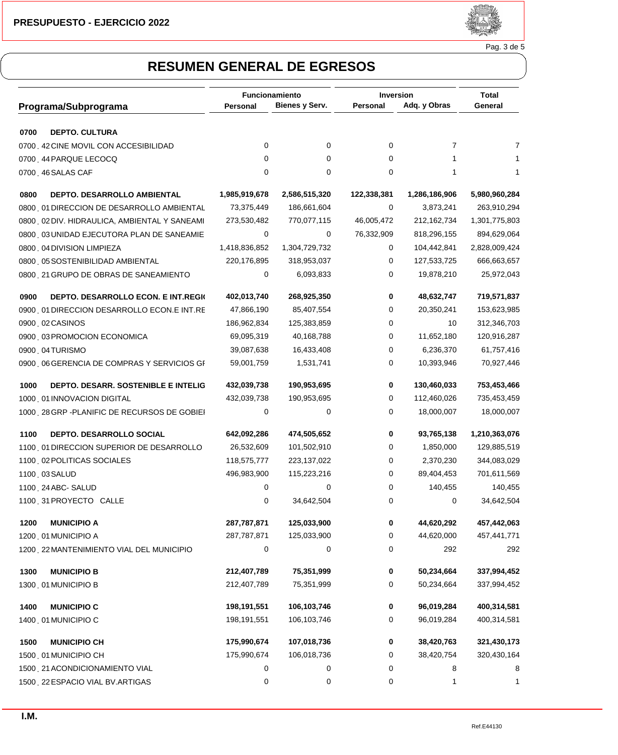PRESUPUESTO - EJERCICIO 2022

# RESUMEN GENERAL DE EGRESOS

| Programa/Subprograma | Funcionamiento | | Inversion | | Total |
|---|---|---|---|---|---|
| | Personal | Bienes y Serv. | Personal | Adq. y Obras | General |
| **0700 DEPTO. CULTURA** | | | | | |
| 0700 . 42 CINE MOVIL CON ACCESIBILIDAD | 0 | 0 | 0 | 7 | 7 |
| 0700 . 44 PARQUE LECOCQ | 0 | 0 | 0 | 1 | 1 |
| 0700 . 46 SALAS CAF | 0 | 0 | 0 | 1 | 1 |
| **0800 DEPTO. DESARROLLO AMBIENTAL** | **1,985,919,678** | **2,586,515,320** | **122,338,381** | **1,286,186,906** | **5,980,960,284** |
| 0800 . 01 DIRECCION DE DESARROLLO AMBIENTAL | 73,375,449 | 186,661,604 | 0 | 3,873,241 | 263,910,294 |
| 0800 . 02 DIV. HIDRAULICA, AMBIENTAL Y SANEAMI | 273,530,482 | 770,077,115 | 46,005,472 | 212,162,734 | 1,301,775,803 |
| 0800 . 03 UNIDAD EJECUTORA PLAN DE SANEAMIE | 0 | 0 | 76,332,909 | 818,296,155 | 894,629,064 |
| 0800 . 04 DIVISION LIMPIEZA | 1,418,836,852 | 1,304,729,732 | 0 | 104,442,841 | 2,828,009,424 |
| 0800 . 05 SOSTENIBILIDAD AMBIENTAL | 220,176,895 | 318,953,037 | 0 | 127,533,725 | 666,663,657 |
| 0800 . 21 GRUPO DE OBRAS DE SANEAMIENTO | 0 | 6,093,833 | 0 | 19,878,210 | 25,972,043 |
| **0900 DEPTO. DESARROLLO ECON. E INT.REGI** | **402,013,740** | **268,925,350** | **0** | **48,632,747** | **719,571,837** |
| 0900 . 01 DIRECCION DESARROLLO ECON.E INT.RE | 47,866,190 | 85,407,554 | 0 | 20,350,241 | 153,623,985 |
| 0900 . 02 CASINOS | 186,962,834 | 125,383,859 | 0 | 10 | 312,346,703 |
| 0900 . 03 PROMOCION ECONOMICA | 69,095,319 | 40,168,788 | 0 | 11,652,180 | 120,916,287 |
| 0900 . 04 TURISMO | 39,087,638 | 16,433,408 | 0 | 6,236,370 | 61,757,416 |
| 0900 . 06 GERENCIA DE COMPRAS Y SERVICIOS GI | 59,001,759 | 1,531,741 | 0 | 10,393,946 | 70,927,446 |
| **1000 DEPTO. DESARR. SOSTENIBLE E INTELIG** | **432,039,738** | **190,953,695** | **0** | **130,460,033** | **753,453,466** |
| 1000 . 01 INNOVACION DIGITAL | 432,039,738 | 190,953,695 | 0 | 112,460,026 | 735,453,459 |
| 1000 . 28 GRP -PLANIFIC DE RECURSOS DE GOBIEI | 0 | 0 | 0 | 18,000,007 | 18,000,007 |
| **1100 DEPTO. DESARROLLO SOCIAL** | **642,092,286** | **474,505,652** | **0** | **93,765,138** | **1,210,363,076** |
| 1100 . 01 DIRECCION SUPERIOR DE DESARROLLO | 26,532,609 | 101,502,910 | 0 | 1,850,000 | 129,885,519 |
| 1100 . 02 POLITICAS SOCIALES | 118,575,777 | 223,137,022 | 0 | 2,370,230 | 344,083,029 |
| 1100 . 03 SALUD | 496,983,900 | 115,223,216 | 0 | 89,404,453 | 701,611,569 |
| 1100 . 24 ABC- SALUD | 0 | 0 | 0 | 140,455 | 140,455 |
| 1100 . 31 PROYECTO CALLE | 0 | 34,642,504 | 0 | 0 | 34,642,504 |
| **1200 MUNICIPIO A** | **287,787,871** | **125,033,900** | **0** | **44,620,292** | **457,442,063** |
| 1200 . 01 MUNICIPIO A | 287,787,871 | 125,033,900 | 0 | 44,620,000 | 457,441,771 |
| 1200 . 22 MANTENIMIENTO VIAL DEL MUNICIPIO | 0 | 0 | 0 | 292 | 292 |
| **1300 MUNICIPIO B** | **212,407,789** | **75,351,999** | **0** | **50,234,664** | **337,994,452** |
| 1300 . 01 MUNICIPIO B | 212,407,789 | 75,351,999 | 0 | 50,234,664 | 337,994,452 |
| **1400 MUNICIPIO C** | **198,191,551** | **106,103,746** | **0** | **96,019,284** | **400,314,581** |
| 1400 . 01 MUNICIPIO C | 198,191,551 | 106,103,746 | 0 | 96,019,284 | 400,314,581 |
| **1500 MUNICIPIO CH** | **175,990,674** | **107,018,736** | **0** | **38,420,763** | **321,430,173** |
| 1500 . 01 MUNICIPIO CH | 175,990,674 | 106,018,736 | 0 | 38,420,754 | 320,430,164 |
| 1500 . 21 ACONDICIONAMIENTO VIAL | 0 | 0 | 0 | 8 | 8 |
| 1500 . 22 ESPACIO VIAL BV.ARTIGAS | 0 | 0 | 0 | 1 | 1 |

I.M.

Ref.E44130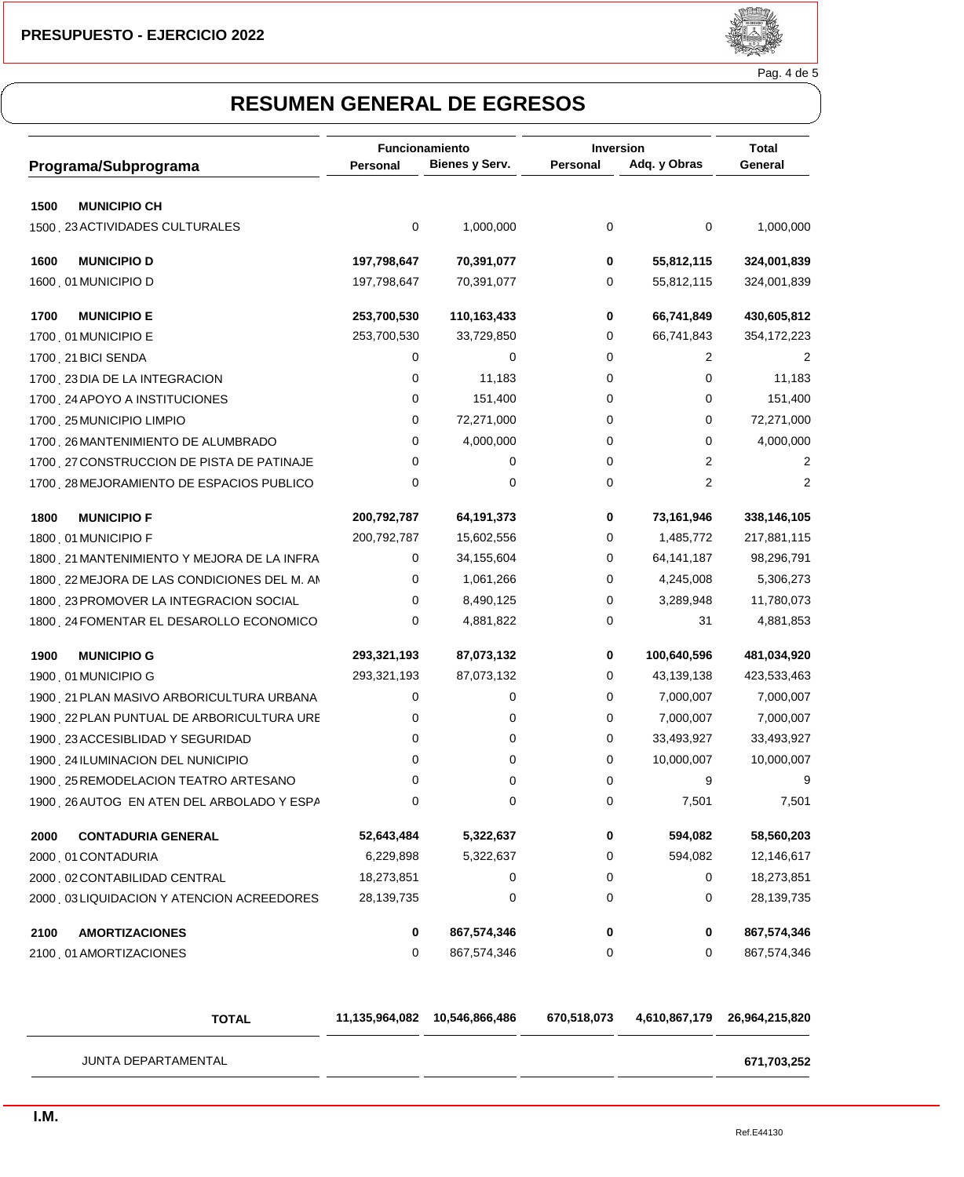PRESUPUESTO - EJERCICIO 2022

# RESUMEN GENERAL DE EGRESOS

| Programa/Subprograma | Funcionamiento | | Inversion | | Total |
|---|---|---|---|---|---|
| | Personal | Bienes y Serv. | Personal | Adq. y Obras | General |
| **1500 MUNICIPIO CH** | | | | | |
| 1500 . 23 ACTIVIDADES CULTURALES | 0 | 1,000,000 | 0 | 0 | 1,000,000 |
| **1600 MUNICIPIO D** | **197,798,647** | **70,391,077** | **0** | **55,812,115** | **324,001,839** |
| 1600 . 01 MUNICIPIO D | 197,798,647 | 70,391,077 | 0 | 55,812,115 | 324,001,839 |
| **1700 MUNICIPIO E** | **253,700,530** | **110,163,433** | **0** | **66,741,849** | **430,605,812** |
| 1700 . 01 MUNICIPIO E | 253,700,530 | 33,729,850 | 0 | 66,741,843 | 354,172,223 |
| 1700 . 21 BICI SENDA | 0 | 0 | 0 | 2 | 2 |
| 1700 . 23 DIA DE LA INTEGRACION | 0 | 11,183 | 0 | 0 | 11,183 |
| 1700 . 24 APOYO A INSTITUCIONES | 0 | 151,400 | 0 | 0 | 151,400 |
| 1700 . 25 MUNICIPIO LIMPIO | 0 | 72,271,000 | 0 | 0 | 72,271,000 |
| 1700 . 26 MANTENIMIENTO DE ALUMBRADO | 0 | 4,000,000 | 0 | 0 | 4,000,000 |
| 1700 . 27 CONSTRUCCION DE PISTA DE PATINAJE | 0 | 0 | 0 | 2 | 2 |
| 1700 . 28 MEJORAMIENTO DE ESPACIOS PUBLICO | 0 | 0 | 0 | 2 | 2 |
| **1800 MUNICIPIO F** | **200,792,787** | **64,191,373** | **0** | **73,161,946** | **338,146,105** |
| 1800 . 01 MUNICIPIO F | 200,792,787 | 15,602,556 | 0 | 1,485,772 | 217,881,115 |
| 1800 . 21 MANTENIMIENTO Y MEJORA DE LA INFRA | 0 | 34,155,604 | 0 | 64,141,187 | 98,296,791 |
| 1800 . 22 MEJORA DE LAS CONDICIONES DEL M. AM | 0 | 1,061,266 | 0 | 4,245,008 | 5,306,273 |
| 1800 . 23 PROMOVER LA INTEGRACION SOCIAL | 0 | 8,490,125 | 0 | 3,289,948 | 11,780,073 |
| 1800 . 24 FOMENTAR EL DESAROLLO ECONOMICO | 0 | 4,881,822 | 0 | 31 | 4,881,853 |
| **1900 MUNICIPIO G** | **293,321,193** | **87,073,132** | **0** | **100,640,596** | **481,034,920** |
| 1900 . 01 MUNICIPIO G | 293,321,193 | 87,073,132 | 0 | 43,139,138 | 423,533,463 |
| 1900 . 21 PLAN MASIVO ARBORICULTURA URBANA | 0 | 0 | 0 | 7,000,007 | 7,000,007 |
| 1900 . 22 PLAN PUNTUAL DE ARBORICULTURA URE | 0 | 0 | 0 | 7,000,007 | 7,000,007 |
| 1900 . 23 ACCESIBLIDAD Y SEGURIDAD | 0 | 0 | 0 | 33,493,927 | 33,493,927 |
| 1900 . 24 ILUMINACION DEL NUNICIPIO | 0 | 0 | 0 | 10,000,007 | 10,000,007 |
| 1900 . 25 REMODELACION TEATRO ARTESANO | 0 | 0 | 0 | 9 | 9 |
| 1900 . 26 AUTOG EN ATEN DEL ARBOLADO Y ESPA | 0 | 0 | 0 | 7,501 | 7,501 |
| **2000 CONTADURIA GENERAL** | **52,643,484** | **5,322,637** | **0** | **594,082** | **58,560,203** |
| 2000 . 01 CONTADURIA | 6,229,898 | 5,322,637 | 0 | 594,082 | 12,146,617 |
| 2000 . 02 CONTABILIDAD CENTRAL | 18,273,851 | 0 | 0 | 0 | 18,273,851 |
| 2000 . 03 LIQUIDACION Y ATENCION ACREEDORES | 28,139,735 | 0 | 0 | 0 | 28,139,735 |
| **2100 AMORTIZACIONES** | **0** | **867,574,346** | **0** | **0** | **867,574,346** |
| 2100 . 01 AMORTIZACIONES | 0 | 867,574,346 | 0 | 0 | 867,574,346 |
| **TOTAL** | **11,135,964,082** | **10,546,866,486** | **670,518,073** | **4,610,867,179** | **26,964,215,820** |
| JUNTA DEPARTAMENTAL | | | | | **671,703,252** |

**I.M.**

Ref.E44130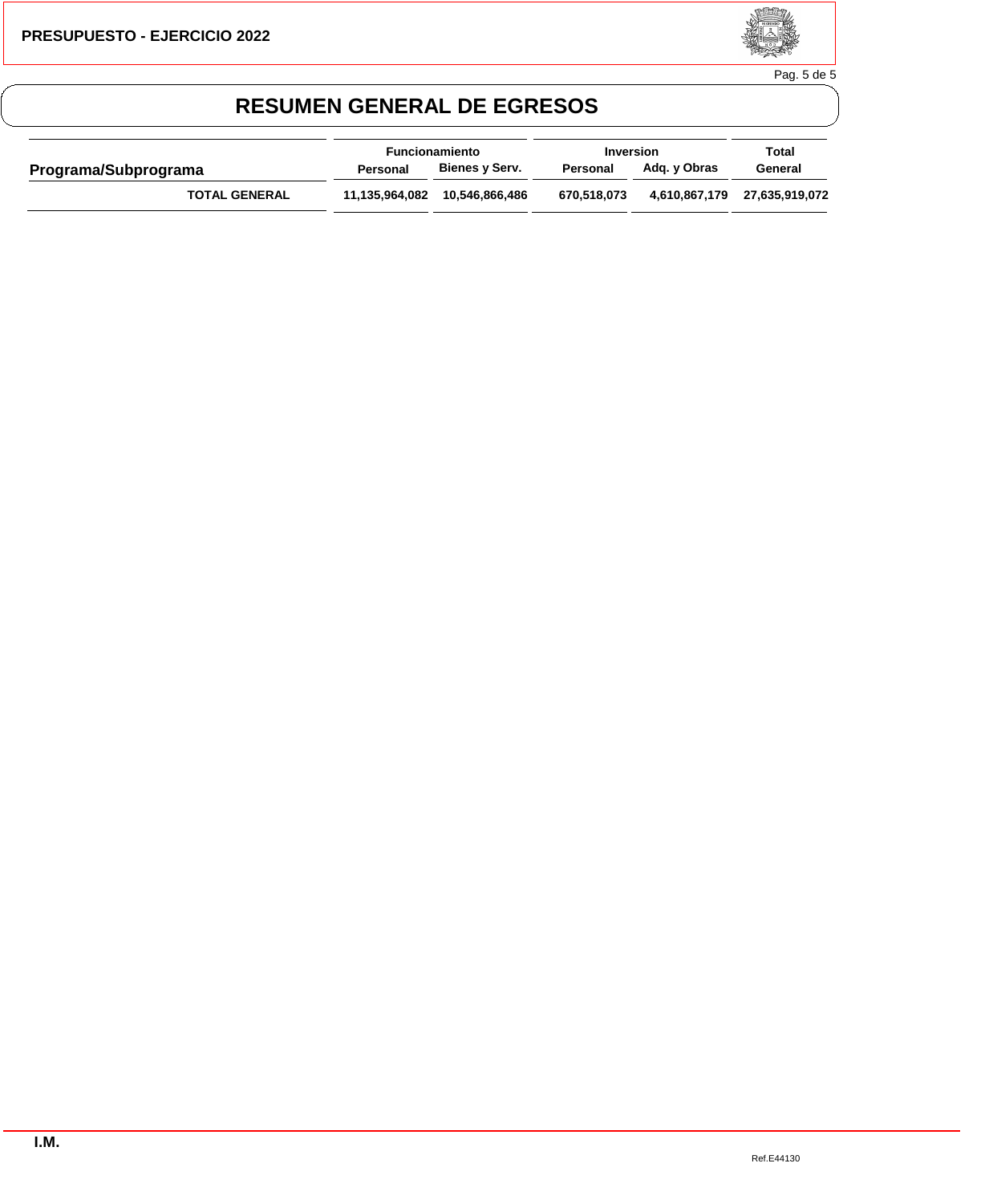## RESUMEN GENERAL DE EGRESOS

| Programa/Subprograma | Funcionamiento | | Inversion | | Total |
|---|---|---|---|---|---|
| | Personal | Bienes y Serv. | Personal | Adq. y Obras | General |
| **TOTAL GENERAL** | **11,135,964,082** | **10,546,866,486** | **670,518,073** | **4,610,867,179** | **27,635,919,072** |